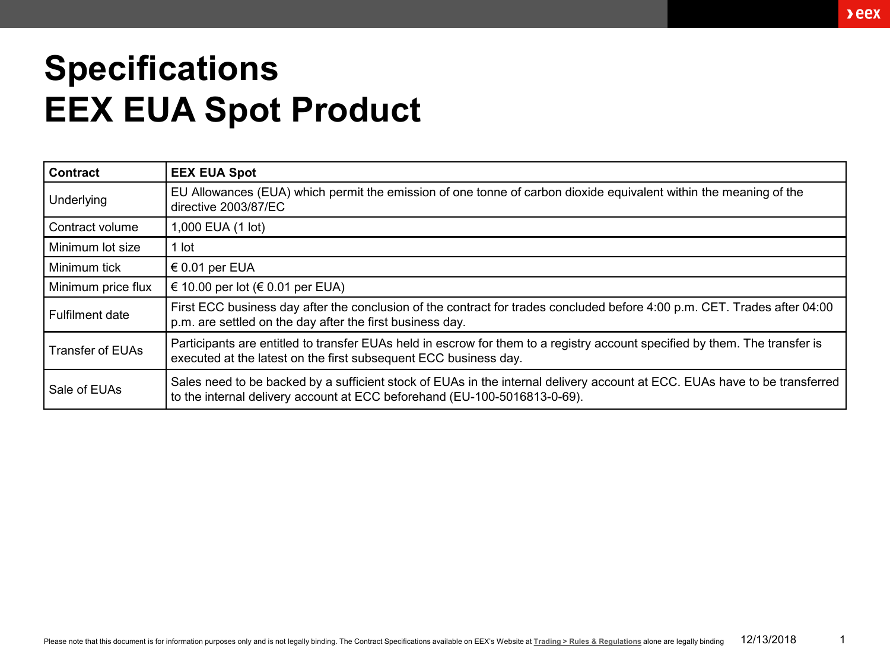# Specifications
# EEX EUA Spot Product

| Contract | EEX EUA Spot |
|---|---|
| Underlying | EU Allowances (EUA) which permit the emission of one tonne of carbon dioxide equivalent within the meaning of the directive 2003/87/EC |
| Contract volume | 1,000 EUA (1 lot) |
| Minimum lot size | 1 lot |
| Minimum tick | € 0.01 per EUA |
| Minimum price flux | € 10.00 per lot (€ 0.01 per EUA) |
| Fulfilment date | First ECC business day after the conclusion of the contract for trades concluded before 4:00 p.m. CET. Trades after 04:00 p.m. are settled on the day after the first business day. |
| Transfer of EUAs | Participants are entitled to transfer EUAs held in escrow for them to a registry account specified by them. The transfer is executed at the latest on the first subsequent ECC business day. |
| Sale of EUAs | Sales need to be backed by a sufficient stock of EUAs in the internal delivery account at ECC. EUAs have to be transferred to the internal delivery account at ECC beforehand (EU-100-5016813-0-69). |

Please note that this document is for information purposes only and is not legally binding. The Contract Specifications available on EEX's Website at Trading > Rules & Regulations alone are legally binding

12/13/2018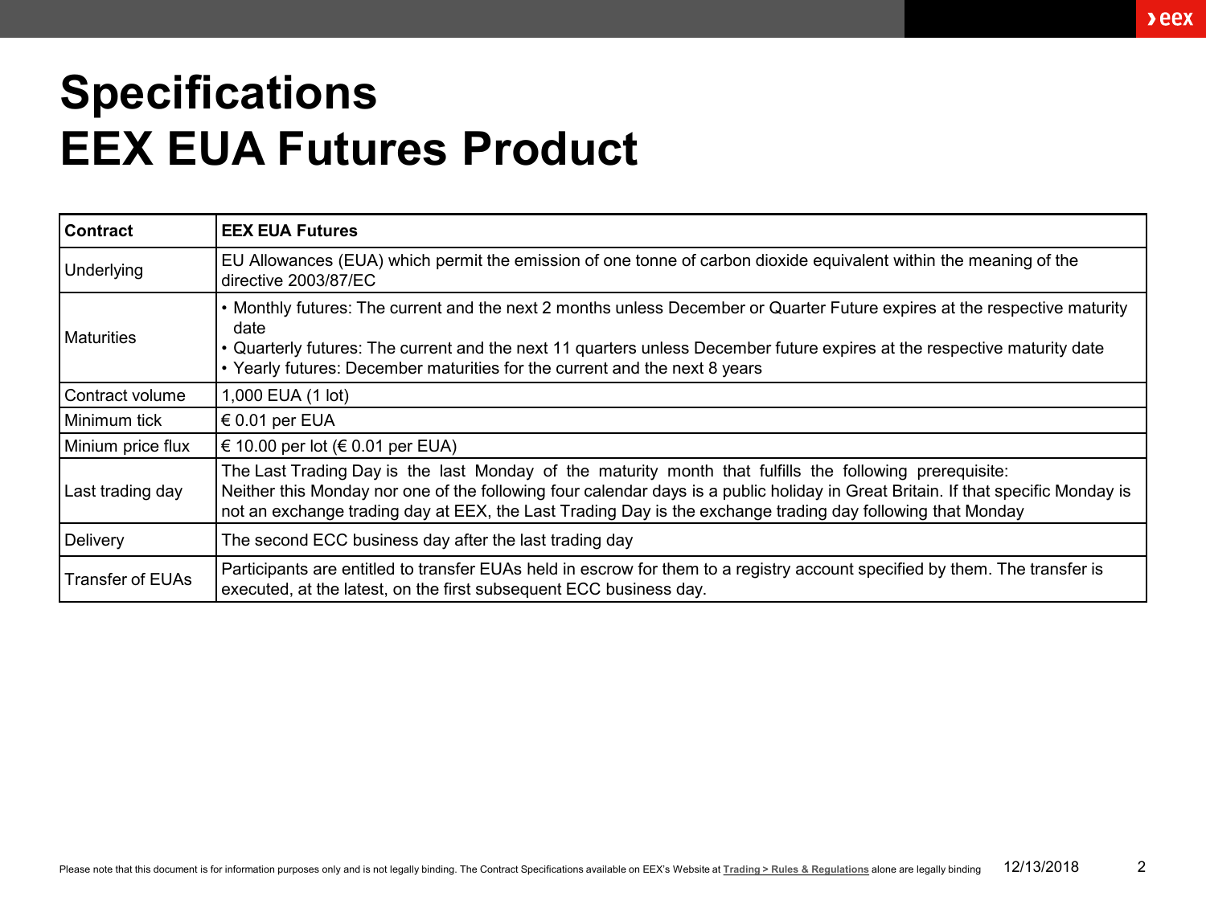# Specifications
# EEX EUA Futures Product

| Contract | EEX EUA Futures |
|---|---|
| Underlying | EU Allowances (EUA) which permit the emission of one tonne of carbon dioxide equivalent within the meaning of the directive 2003/87/EC |
| Maturities | • Monthly futures: The current and the next 2 months unless December or Quarter Future expires at the respective maturity date<br>• Quarterly futures: The current and the next 11 quarters unless December future expires at the respective maturity date<br>• Yearly futures: December maturities for the current and the next 8 years |
| Contract volume | 1,000 EUA (1 lot) |
| Minimum tick | € 0.01 per EUA |
| Minium price flux | € 10.00 per lot (€ 0.01 per EUA) |
| Last trading day | The Last Trading Day is the last Monday of the maturity month that fulfills the following prerequisite: Neither this Monday nor one of the following four calendar days is a public holiday in Great Britain. If that specific Monday is not an exchange trading day at EEX, the Last Trading Day is the exchange trading day following that Monday |
| Delivery | The second ECC business day after the last trading day |
| Transfer of EUAs | Participants are entitled to transfer EUAs held in escrow for them to a registry account specified by them. The transfer is executed, at the latest, on the first subsequent ECC business day. |

Please note that this document is for information purposes only and is not legally binding. The Contract Specifications available on EEX's Website at Trading > Rules & Regulations alone are legally binding

12/13/2018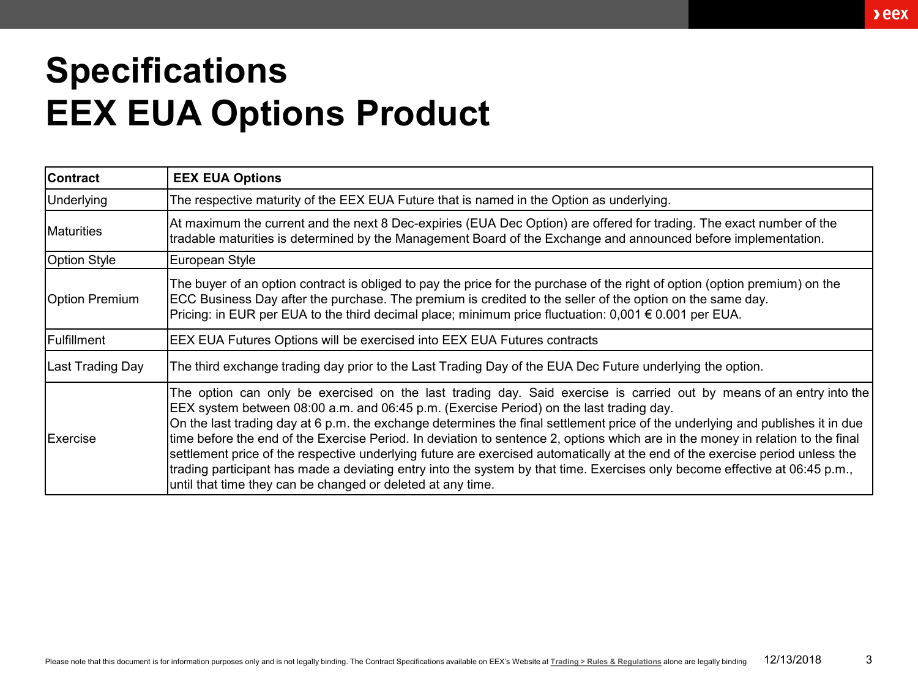# Specifications
# EEX EUA Options Product

| Contract | EEX EUA Options |
|---|---|
| Underlying | The respective maturity of the EEX EUA Future that is named in the Option as underlying. |
| Maturities | At maximum the current and the next 8 Dec-expiries (EUA Dec Option) are offered for trading. The exact number of the tradable maturities is determined by the Management Board of the Exchange and announced before implementation. |
| Option Style | European Style |
| Option Premium | The buyer of an option contract is obliged to pay the price for the purchase of the right of option (option premium) on the ECC Business Day after the purchase. The premium is credited to the seller of the option on the same day.<br>Pricing: in EUR per EUA to the third decimal place; minimum price fluctuation: 0,001 € 0.001 per EUA. |
| Fulfillment | EEX EUA Futures Options will be exercised into EEX EUA Futures contracts |
| Last Trading Day | The third exchange trading day prior to the Last Trading Day of the EUA Dec Future underlying the option. |
| Exercise | The option can only be exercised on the last trading day. Said exercise is carried out by means of an entry into the EEX system between 08:00 a.m. and 06:45 p.m. (Exercise Period) on the last trading day.<br>On the last trading day at 6 p.m. the exchange determines the final settlement price of the underlying and publishes it in due time before the end of the Exercise Period. In deviation to sentence 2, options which are in the money in relation to the final settlement price of the respective underlying future are exercised automatically at the end of the exercise period unless the trading participant has made a deviating entry into the system by that time. Exercises only become effective at 06:45 p.m., until that time they can be changed or deleted at any time. |

Please note that this document is for information purposes only and is not legally binding. The Contract Specifications available on EEX's Website at Trading > Rules & Regulations alone are legally binding

12/13/2018